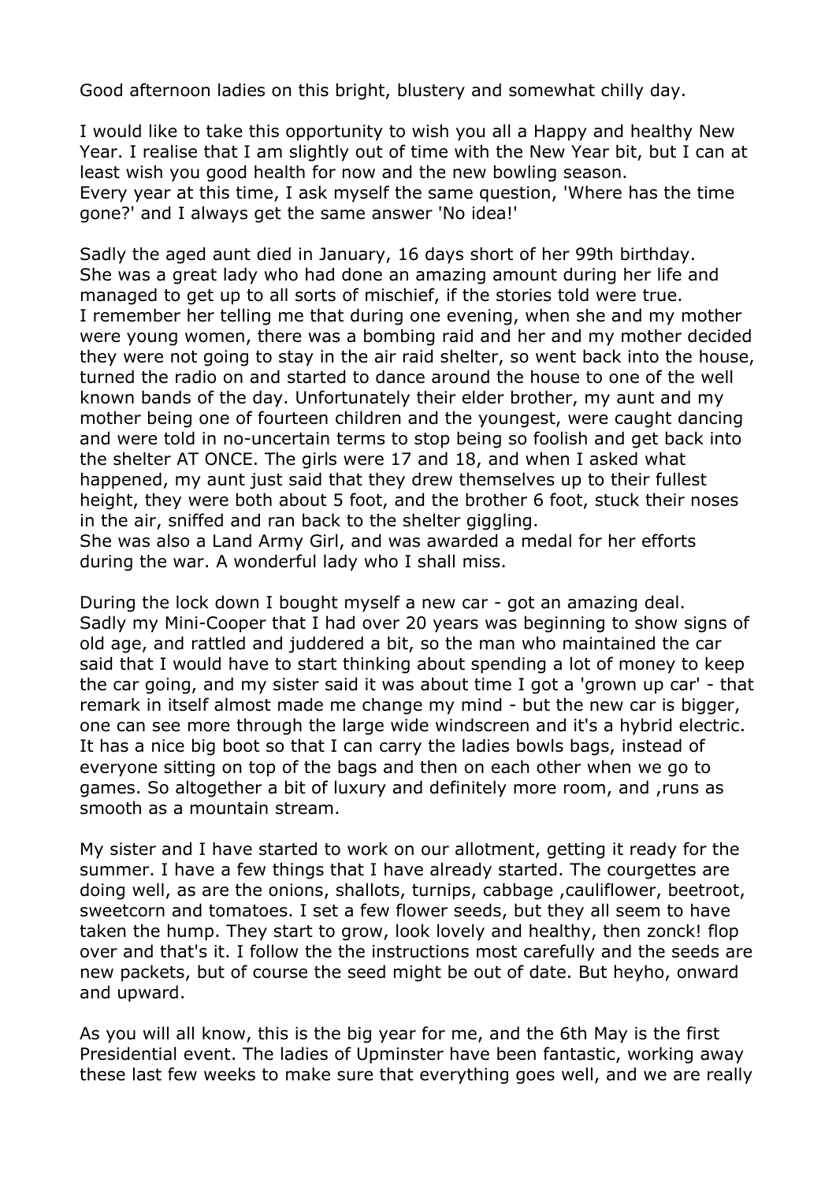Good afternoon ladies on this bright, blustery and somewhat chilly day.

I would like to take this opportunity to wish you all a Happy and healthy New Year. I realise that I am slightly out of time with the New Year bit, but I can at least wish you good health for now and the new bowling season.
Every year at this time, I ask myself the same question, 'Where has the time gone?' and I always get the same answer 'No idea!'

Sadly the aged aunt died in January, 16 days short of her 99th birthday. She was a great lady who had done an amazing amount during her life and managed to get up to all sorts of mischief, if the stories told were true. I remember her telling me that during one evening, when she and my mother were young women, there was a bombing raid and her and my mother decided they were not going to stay in the air raid shelter, so went back into the house, turned the radio on and started to dance around the house to one of the well known bands of the day. Unfortunately their elder brother, my aunt and my mother being one of fourteen children and the youngest, were caught dancing and were told in no-uncertain terms to stop being so foolish and get back into the shelter AT ONCE. The girls were 17 and 18, and when I asked what happened, my aunt just said that they drew themselves up to their fullest height, they were both about 5 foot, and the brother 6 foot, stuck their noses in the air, sniffed and ran back to the shelter giggling.
She was also a Land Army Girl, and was awarded a medal for her efforts during the war. A wonderful lady who I shall miss.

During the lock down I bought myself a new car - got an amazing deal. Sadly my Mini-Cooper that I had over 20 years was beginning to show signs of old age, and rattled and juddered a bit, so the man who maintained the car said that I would have to start thinking about spending a lot of money to keep the car going, and my sister said it was about time I got a 'grown up car' - that remark in itself almost made me change my mind - but the new car is bigger, one can see more through the large wide windscreen and it's a hybrid electric. It has a nice big boot so that I can carry the ladies bowls bags, instead of everyone sitting on top of the bags and then on each other when we go to games. So altogether a bit of luxury and definitely more room, and ,runs as smooth as a mountain stream.

My sister and I have started to work on our allotment, getting it ready for the summer. I have a few things that I have already started. The courgettes are doing well, as are the onions, shallots, turnips, cabbage ,cauliflower, beetroot, sweetcorn and tomatoes. I set a few flower seeds, but they all seem to have taken the hump. They start to grow, look lovely and healthy, then zonck! flop over and that's it. I follow the the instructions most carefully and the seeds are new packets, but of course the seed might be out of date. But heyho, onward and upward.

As you will all know, this is the big year for me, and the 6th May is the first Presidential event. The ladies of Upminster have been fantastic, working away these last few weeks to make sure that everything goes well, and we are really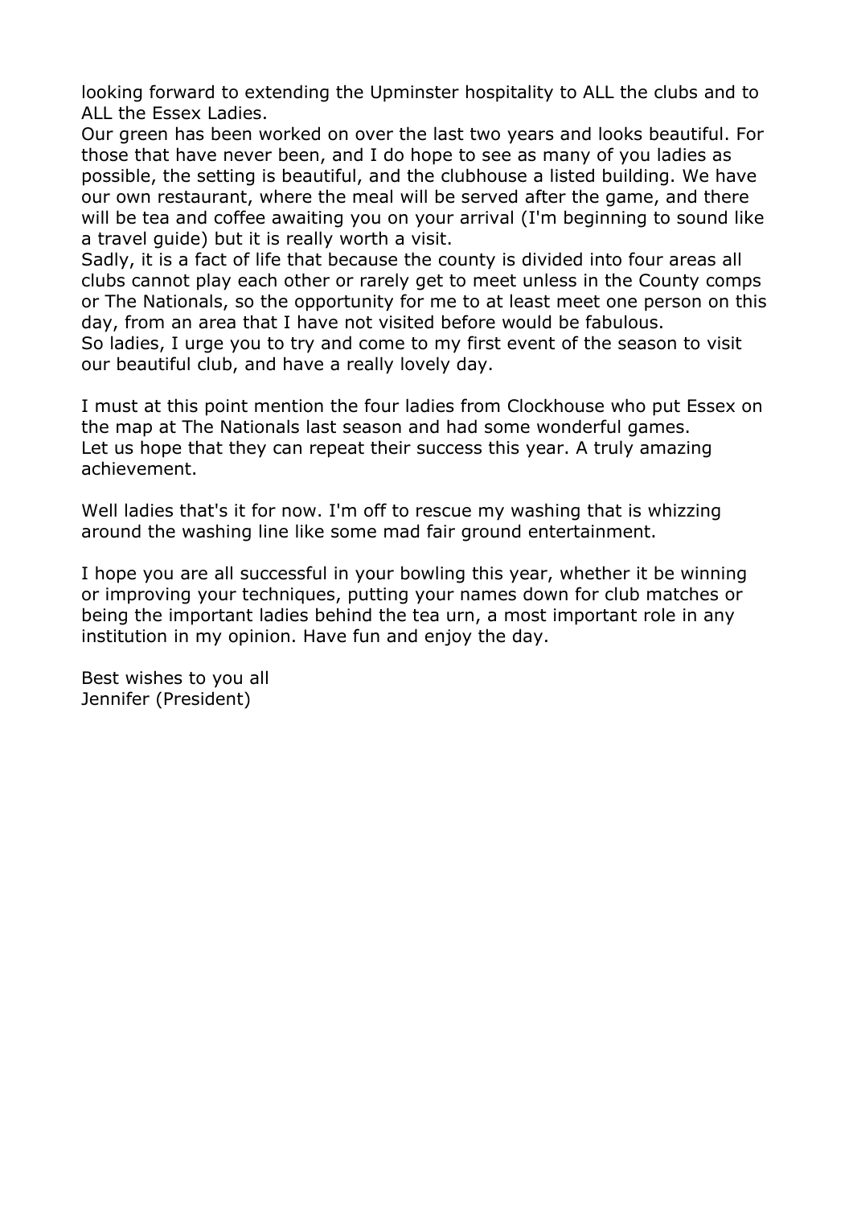looking forward to extending the Upminster hospitality to ALL the clubs and to ALL the Essex Ladies.
Our green has been worked on over the last two years and looks beautiful. For those that have never been, and I do hope to see as many of you ladies as possible, the setting is beautiful, and the clubhouse a listed building. We have our own restaurant, where the meal will be served after the game, and there will be tea and coffee awaiting you on your arrival (I'm beginning to sound like a travel guide) but it is really worth a visit.
Sadly, it is a fact of life that because the county is divided into four areas all clubs cannot play each other or rarely get to meet unless in the County comps or The Nationals, so the opportunity for me to at least meet one person on this day, from an area that I have not visited before would be fabulous.
So ladies, I urge you to try and come to my first event of the season to visit our beautiful club, and have a really lovely day.

I must at this point mention the four ladies from Clockhouse who put Essex on the map at The Nationals last season and had some wonderful games.
Let us hope that they can repeat their success this year. A truly amazing achievement.

Well ladies that's it for now. I'm off to rescue my washing that is whizzing around the washing line like some mad fair ground entertainment.

I hope you are all successful in your bowling this year, whether it be winning or improving your techniques, putting your names down for club matches or being the important ladies behind the tea urn, a most important role in any institution in my opinion. Have fun and enjoy the day.

Best wishes to you all
Jennifer (President)